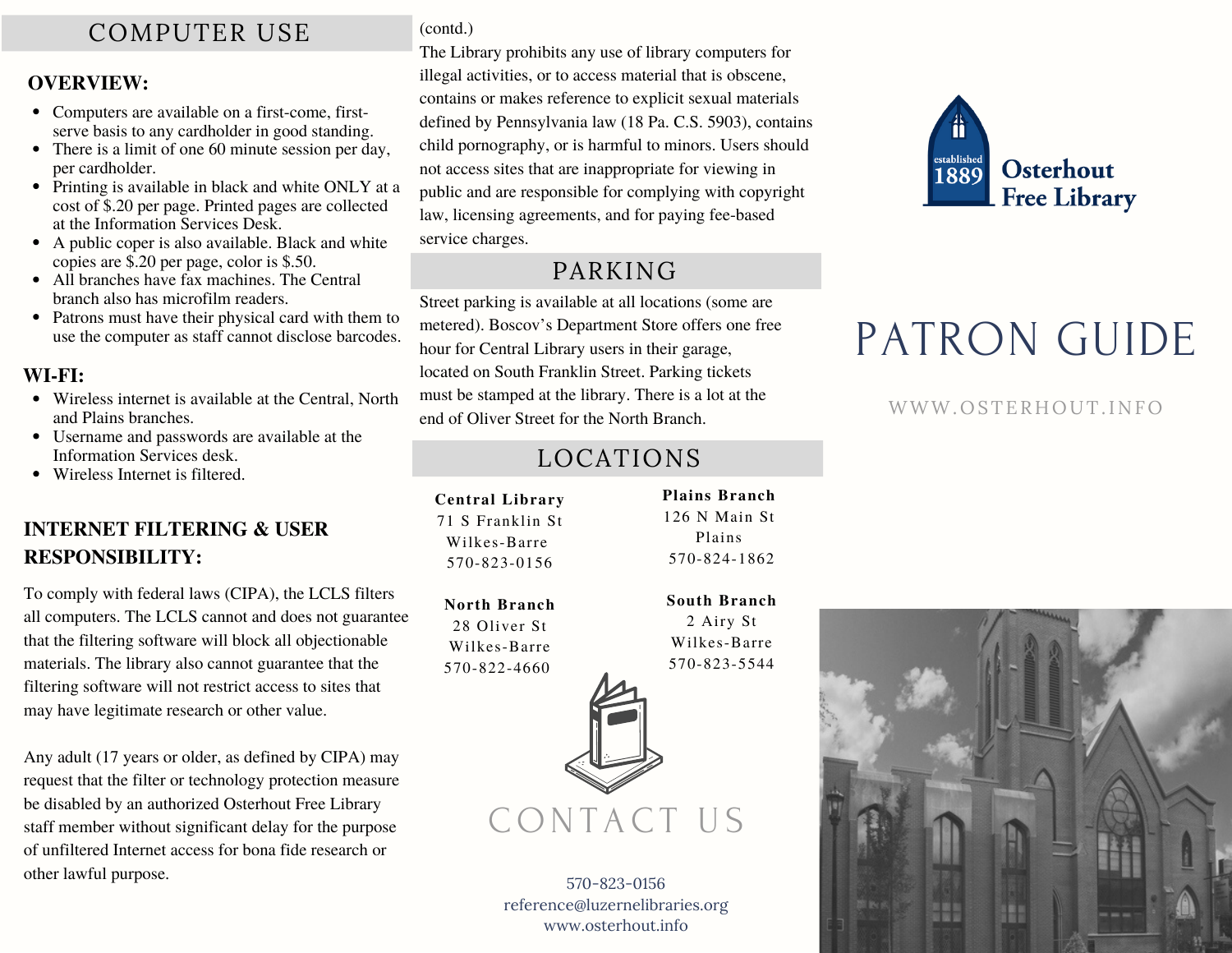# COMPUTER USE

### OVERVIEW:

- Computers are available on a first-come, first-serve basis to any cardholder in good standing.
- There is a limit of one 60 minute session per day, per cardholder.
- Printing is available in black and white ONLY at a cost of $.20 per page. Printed pages are collected at the Information Services Desk.
- A public coper is also available. Black and white copies are $.20 per page, color is $.50.
- All branches have fax machines. The Central branch also has microfilm readers.
- Patrons must have their physical card with them to use the computer as staff cannot disclose barcodes.

### WI-FI:

- Wireless internet is available at the Central, North and Plains branches.
- Username and passwords are available at the Information Services desk.
- Wireless Internet is filtered.

### INTERNET FILTERING & USER RESPONSIBILITY:

To comply with federal laws (CIPA), the LCLS filters all computers. The LCLS cannot and does not guarantee that the filtering software will block all objectionable materials. The library also cannot guarantee that the filtering software will not restrict access to sites that may have legitimate research or other value.

Any adult (17 years or older, as defined by CIPA) may request that the filter or technology protection measure be disabled by an authorized Osterhout Free Library staff member without significant delay for the purpose of unfiltered Internet access for bona fide research or other lawful purpose.

(contd.)

The Library prohibits any use of library computers for illegal activities, or to access material that is obscene, contains or makes reference to explicit sexual materials defined by Pennsylvania law (18 Pa. C.S. 5903), contains child pornography, or is harmful to minors. Users should not access sites that are inappropriate for viewing in public and are responsible for complying with copyright law, licensing agreements, and for paying fee-based service charges.

# PARKING

Street parking is available at all locations (some are metered). Boscov's Department Store offers one free hour for Central Library users in their garage, located on South Franklin Street. Parking tickets must be stamped at the library. There is a lot at the end of Oliver Street for the North Branch.

# LOCATIONS

**Central Library**
71 S Franklin St
Wilkes-Barre
570-823-0156

**Plains Branch**
126 N Main St
Plains
570-824-1862

**North Branch**
28 Oliver St
Wilkes-Barre
570-822-4660

**South Branch**
2 Airy St
Wilkes-Barre
570-823-5544

# CONTACT US

570-823-0156
reference@luzernelibraries.org
www.osterhout.info

established 1889
**Osterhout Free Library**

# PATRON GUIDE

WWW.OSTERHOUT.INFO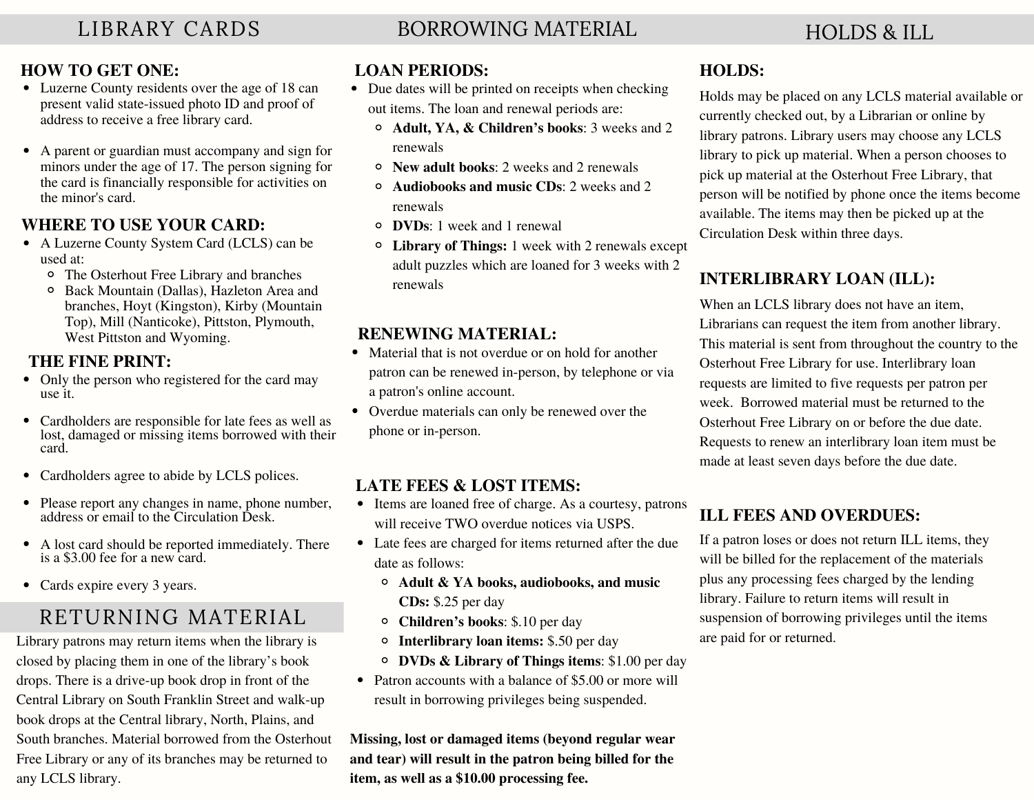# LIBRARY CARDS

### HOW TO GET ONE:

- Luzerne County residents over the age of 18 can present valid state-issued photo ID and proof of address to receive a free library card.
- A parent or guardian must accompany and sign for minors under the age of 17. The person signing for the card is financially responsible for activities on the minor's card.

### WHERE TO USE YOUR CARD:

- A Luzerne County System Card (LCLS) can be used at:
  - The Osterhout Free Library and branches
  - Back Mountain (Dallas), Hazleton Area and branches, Hoyt (Kingston), Kirby (Mountain Top), Mill (Nanticoke), Pittston, Plymouth, West Pittston and Wyoming.

### THE FINE PRINT:

- Only the person who registered for the card may use it.
- Cardholders are responsible for late fees as well as lost, damaged or missing items borrowed with their card.
- Cardholders agree to abide by LCLS polices.
- Please report any changes in name, phone number, address or email to the Circulation Desk.
- A lost card should be reported immediately. There is a $3.00 fee for a new card.
- Cards expire every 3 years.

# RETURNING MATERIAL

Library patrons may return items when the library is closed by placing them in one of the library's book drops. There is a drive-up book drop in front of the Central Library on South Franklin Street and walk-up book drops at the Central library, North, Plains, and South branches. Material borrowed from the Osterhout Free Library or any of its branches may be returned to any LCLS library.

# BORROWING MATERIAL

### LOAN PERIODS:

- Due dates will be printed on receipts when checking out items. The loan and renewal periods are:
  - **Adult, YA, & Children's books**: 3 weeks and 2 renewals
  - **New adult books**: 2 weeks and 2 renewals
  - **Audiobooks and music CDs**: 2 weeks and 2 renewals
  - **DVDs**: 1 week and 1 renewal
  - **Library of Things:** 1 week with 2 renewals except adult puzzles which are loaned for 3 weeks with 2 renewals

### RENEWING MATERIAL:

- Material that is not overdue or on hold for another patron can be renewed in-person, by telephone or via a patron's online account.
- Overdue materials can only be renewed over the phone or in-person.

### LATE FEES & LOST ITEMS:

- Items are loaned free of charge. As a courtesy, patrons will receive TWO overdue notices via USPS.
- Late fees are charged for items returned after the due date as follows:
  - **Adult & YA books, audiobooks, and music CDs:** $.25 per day
  - **Children's books**: $.10 per day
  - **Interlibrary loan items:** $.50 per day
  - **DVDs & Library of Things items**: $1.00 per day
- Patron accounts with a balance of $5.00 or more will result in borrowing privileges being suspended.

**Missing, lost or damaged items (beyond regular wear and tear) will result in the patron being billed for the item, as well as a $10.00 processing fee.**

# HOLDS & ILL

### HOLDS:

Holds may be placed on any LCLS material available or currently checked out, by a Librarian or online by library patrons. Library users may choose any LCLS library to pick up material. When a person chooses to pick up material at the Osterhout Free Library, that person will be notified by phone once the items become available. The items may then be picked up at the Circulation Desk within three days.

### INTERLIBRARY LOAN (ILL):

When an LCLS library does not have an item, Librarians can request the item from another library. This material is sent from throughout the country to the Osterhout Free Library for use. Interlibrary loan requests are limited to five requests per patron per week. Borrowed material must be returned to the Osterhout Free Library on or before the due date. Requests to renew an interlibrary loan item must be made at least seven days before the due date.

### ILL FEES AND OVERDUES:

If a patron loses or does not return ILL items, they will be billed for the replacement of the materials plus any processing fees charged by the lending library. Failure to return items will result in suspension of borrowing privileges until the items are paid for or returned.